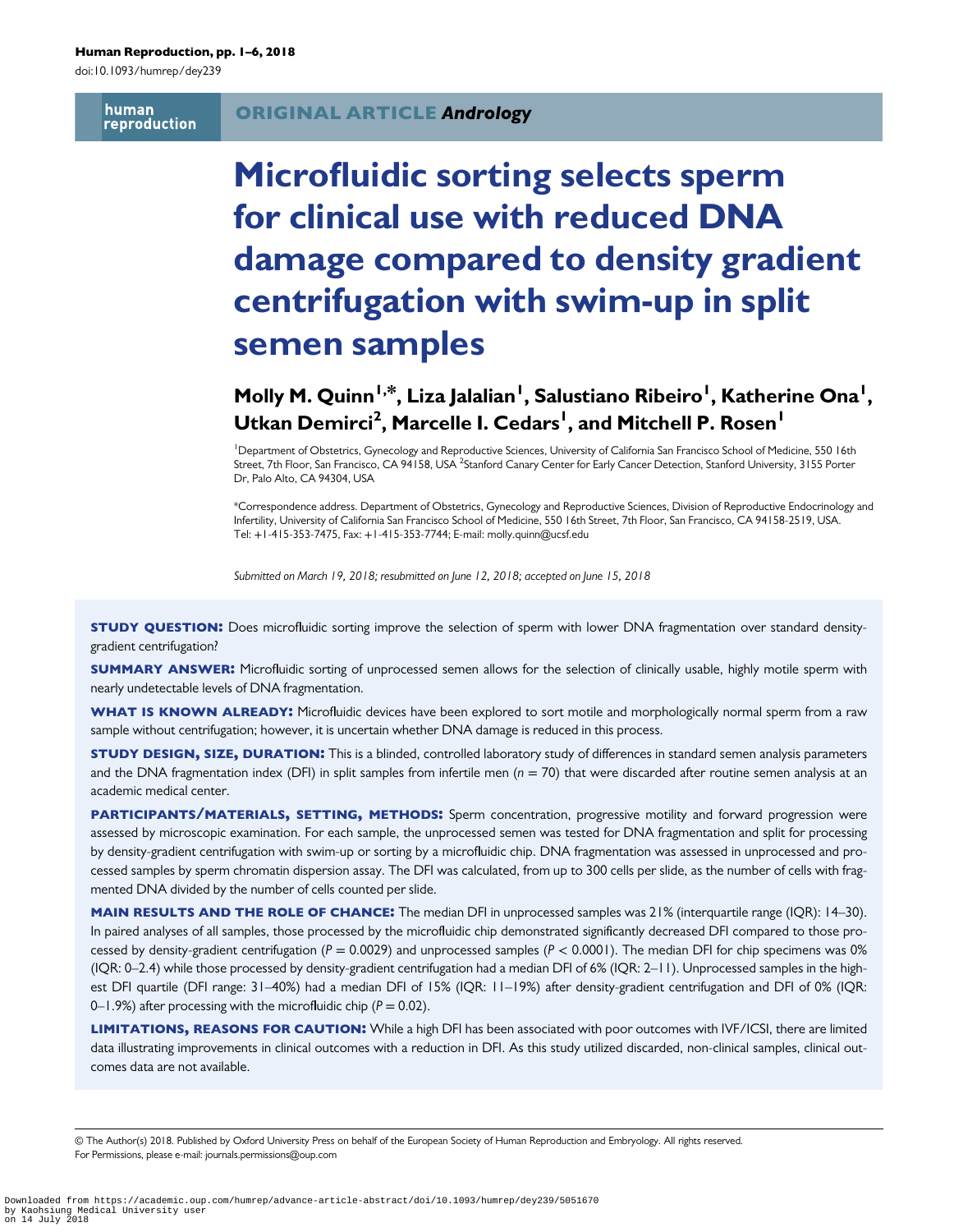ORIGINAL ARTICLE *Andrology*

# Microfluidic sorting selects sperm for clinical use with reduced DNA damage compared to density gradient centrifugation with swim-up in split semen samples

**Molly M. Quinn[1,*], Liza Jalalian[1], Salustiano Ribeiro[1], Katherine Ona[1], Utkan Demirci[2], Marcelle I. Cedars[1], and Mitchell P. Rosen[1]**

[1]Department of Obstetrics, Gynecology and Reproductive Sciences, University of California San Francisco School of Medicine, 550 16th Street, 7th Floor, San Francisco, CA 94158, USA [2]Stanford Canary Center for Early Cancer Detection, Stanford University, 3155 Porter Dr, Palo Alto, CA 94304, USA

*Correspondence address. Department of Obstetrics, Gynecology and Reproductive Sciences, Division of Reproductive Endocrinology and Infertility, University of California San Francisco School of Medicine, 550 16th Street, 7th Floor, San Francisco, CA 94158-2519, USA. Tel: +1-415-353-7475, Fax: +1-415-353-7744; E-mail: molly.quinn@ucsf.edu

*Submitted on March 19, 2018; resubmitted on June 12, 2018; accepted on June 15, 2018*

**STUDY QUESTION:** Does microfluidic sorting improve the selection of sperm with lower DNA fragmentation over standard density-gradient centrifugation?

**SUMMARY ANSWER:** Microfluidic sorting of unprocessed semen allows for the selection of clinically usable, highly motile sperm with nearly undetectable levels of DNA fragmentation.

**WHAT IS KNOWN ALREADY:** Microfluidic devices have been explored to sort motile and morphologically normal sperm from a raw sample without centrifugation; however, it is uncertain whether DNA damage is reduced in this process.

**STUDY DESIGN, SIZE, DURATION:** This is a blinded, controlled laboratory study of differences in standard semen analysis parameters and the DNA fragmentation index (DFI) in split samples from infertile men ($n = 70$) that were discarded after routine semen analysis at an academic medical center.

**PARTICIPANTS/MATERIALS, SETTING, METHODS:** Sperm concentration, progressive motility and forward progression were assessed by microscopic examination. For each sample, the unprocessed semen was tested for DNA fragmentation and split for processing by density-gradient centrifugation with swim-up or sorting by a microfluidic chip. DNA fragmentation was assessed in unprocessed and processed samples by sperm chromatin dispersion assay. The DFI was calculated, from up to 300 cells per slide, as the number of cells with fragmented DNA divided by the number of cells counted per slide.

**MAIN RESULTS AND THE ROLE OF CHANCE:** The median DFI in unprocessed samples was 21% (interquartile range (IQR): 14–30). In paired analyses of all samples, those processed by the microfluidic chip demonstrated significantly decreased DFI compared to those processed by density-gradient centrifugation ($P = 0.0029$) and unprocessed samples ($P < 0.0001$). The median DFI for chip specimens was 0% (IQR: 0–2.4) while those processed by density-gradient centrifugation had a median DFI of 6% (IQR: 2–11). Unprocessed samples in the highest DFI quartile (DFI range: 31–40%) had a median DFI of 15% (IQR: 11–19%) after density-gradient centrifugation and DFI of 0% (IQR: 0–1.9%) after processing with the microfluidic chip ($P = 0.02$).

**LIMITATIONS, REASONS FOR CAUTION:** While a high DFI has been associated with poor outcomes with IVF/ICSI, there are limited data illustrating improvements in clinical outcomes with a reduction in DFI. As this study utilized discarded, non-clinical samples, clinical outcomes data are not available.

© The Author(s) 2018. Published by Oxford University Press on behalf of the European Society of Human Reproduction and Embryology. All rights reserved. For Permissions, please e-mail: journals.permissions@oup.com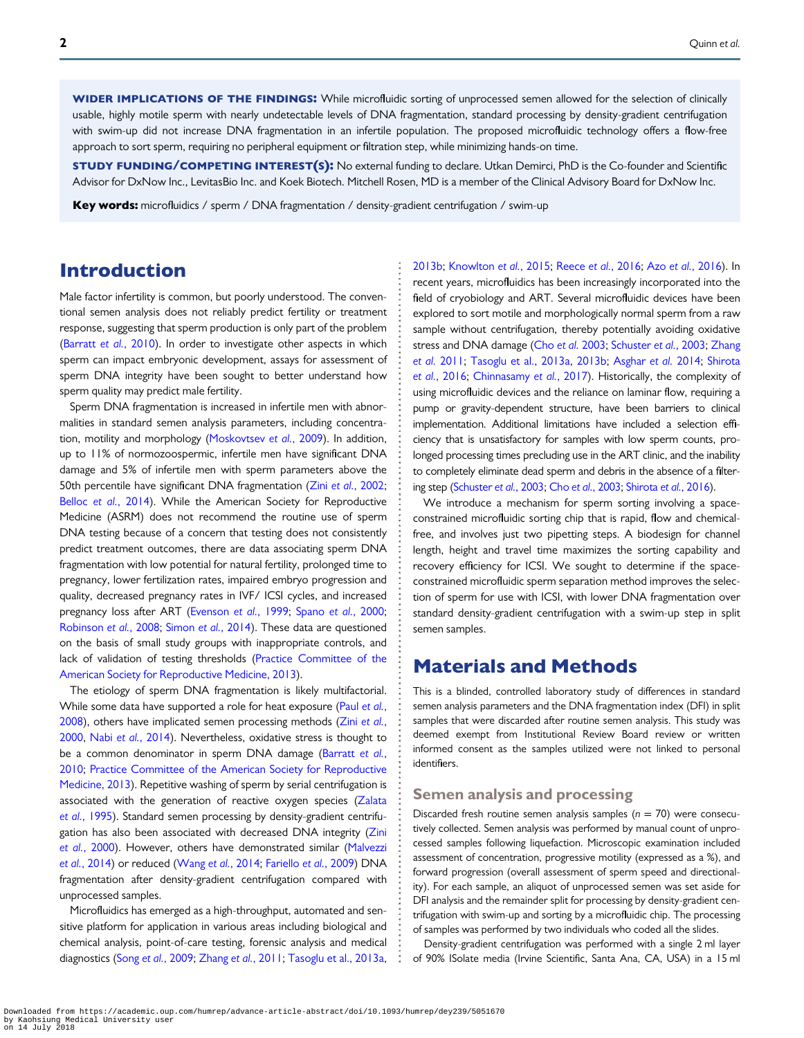**WIDER IMPLICATIONS OF THE FINDINGS:** While microfluidic sorting of unprocessed semen allowed for the selection of clinically usable, highly motile sperm with nearly undetectable levels of DNA fragmentation, standard processing by density-gradient centrifugation with swim-up did not increase DNA fragmentation in an infertile population. The proposed microfluidic technology offers a flow-free approach to sort sperm, requiring no peripheral equipment or filtration step, while minimizing hands-on time.

**STUDY FUNDING/COMPETING INTEREST(S):** No external funding to declare. Utkan Demirci, PhD is the Co-founder and Scientific Advisor for DxNow Inc., LevitasBio Inc. and Koek Biotech. Mitchell Rosen, MD is a member of the Clinical Advisory Board for DxNow Inc.

**Key words:** microfluidics / sperm / DNA fragmentation / density-gradient centrifugation / swim-up

# Introduction

Male factor infertility is common, but poorly understood. The conventional semen analysis does not reliably predict fertility or treatment response, suggesting that sperm production is only part of the problem (Barratt *et al.*, 2010). In order to investigate other aspects in which sperm can impact embryonic development, assays for assessment of sperm DNA integrity have been sought to better understand how sperm quality may predict male fertility.

Sperm DNA fragmentation is increased in infertile men with abnormalities in standard semen analysis parameters, including concentration, motility and morphology (Moskovtsev *et al.*, 2009). In addition, up to 11% of normozoospermic, infertile men have significant DNA damage and 5% of infertile men with sperm parameters above the 50th percentile have significant DNA fragmentation (Zini *et al.*, 2002; Belloc *et al.*, 2014). While the American Society for Reproductive Medicine (ASRM) does not recommend the routine use of sperm DNA testing because of a concern that testing does not consistently predict treatment outcomes, there are data associating sperm DNA fragmentation with low potential for natural fertility, prolonged time to pregnancy, lower fertilization rates, impaired embryo progression and quality, decreased pregnancy rates in IVF/ ICSI cycles, and increased pregnancy loss after ART (Evenson *et al.*, 1999; Spano *et al.*, 2000; Robinson *et al.*, 2008; Simon *et al.*, 2014). These data are questioned on the basis of small study groups with inappropriate controls, and lack of validation of testing thresholds (Practice Committee of the American Society for Reproductive Medicine, 2013).

The etiology of sperm DNA fragmentation is likely multifactorial. While some data have supported a role for heat exposure (Paul *et al.*, 2008), others have implicated semen processing methods (Zini *et al.*, 2000, Nabi *et al.*, 2014). Nevertheless, oxidative stress is thought to be a common denominator in sperm DNA damage (Barratt *et al.*, 2010; Practice Committee of the American Society for Reproductive Medicine, 2013). Repetitive washing of sperm by serial centrifugation is associated with the generation of reactive oxygen species (Zalata *et al.*, 1995). Standard semen processing by density-gradient centrifugation has also been associated with decreased DNA integrity (Zini *et al.*, 2000). However, others have demonstrated similar (Malvezzi *et al.*, 2014) or reduced (Wang *et al.*, 2014; Fariello *et al.*, 2009) DNA fragmentation after density-gradient centrifugation compared with unprocessed samples.

Microfluidics has emerged as a high-throughput, automated and sensitive platform for application in various areas including biological and chemical analysis, point-of-care testing, forensic analysis and medical diagnostics (Song *et al.*, 2009; Zhang *et al.*, 2011; Tasoglu et al., 2013a, 2013b; Knowlton *et al.*, 2015; Reece *et al.*, 2016; Azo *et al.*, 2016). In recent years, microfluidics has been increasingly incorporated into the field of cryobiology and ART. Several microfluidic devices have been explored to sort motile and morphologically normal sperm from a raw sample without centrifugation, thereby potentially avoiding oxidative stress and DNA damage (Cho *et al.* 2003; Schuster *et al.*, 2003; Zhang *et al.* 2011; Tasoglu et al., 2013a, 2013b; Asghar *et al.* 2014; Shirota *et al.*, 2016; Chinnasamy *et al.*, 2017). Historically, the complexity of using microfluidic devices and the reliance on laminar flow, requiring a pump or gravity-dependent structure, have been barriers to clinical implementation. Additional limitations have included a selection efficiency that is unsatisfactory for samples with low sperm counts, prolonged processing times precluding use in the ART clinic, and the inability to completely eliminate dead sperm and debris in the absence of a filtering step (Schuster *et al.*, 2003; Cho *et al.*, 2003; Shirota *et al.*, 2016).

We introduce a mechanism for sperm sorting involving a space-constrained microfluidic sorting chip that is rapid, flow and chemical-free, and involves just two pipetting steps. A biodesign for channel length, height and travel time maximizes the sorting capability and recovery efficiency for ICSI. We sought to determine if the space-constrained microfluidic sperm separation method improves the selection of sperm for use with ICSI, with lower DNA fragmentation over standard density-gradient centrifugation with a swim-up step in split semen samples.

# Materials and Methods

This is a blinded, controlled laboratory study of differences in standard semen analysis parameters and the DNA fragmentation index (DFI) in split samples that were discarded after routine semen analysis. This study was deemed exempt from Institutional Review Board review or written informed consent as the samples utilized were not linked to personal identifiers.

## Semen analysis and processing

Discarded fresh routine semen analysis samples ($n = 70$) were consecutively collected. Semen analysis was performed by manual count of unprocessed samples following liquefaction. Microscopic examination included assessment of concentration, progressive motility (expressed as a %), and forward progression (overall assessment of sperm speed and directionality). For each sample, an aliquot of unprocessed semen was set aside for DFI analysis and the remainder split for processing by density-gradient centrifugation with swim-up and sorting by a microfluidic chip. The processing of samples was performed by two individuals who coded all the slides.

Density-gradient centrifugation was performed with a single 2 ml layer of 90% ISolate media (Irvine Scientific, Santa Ana, CA, USA) in a 15 ml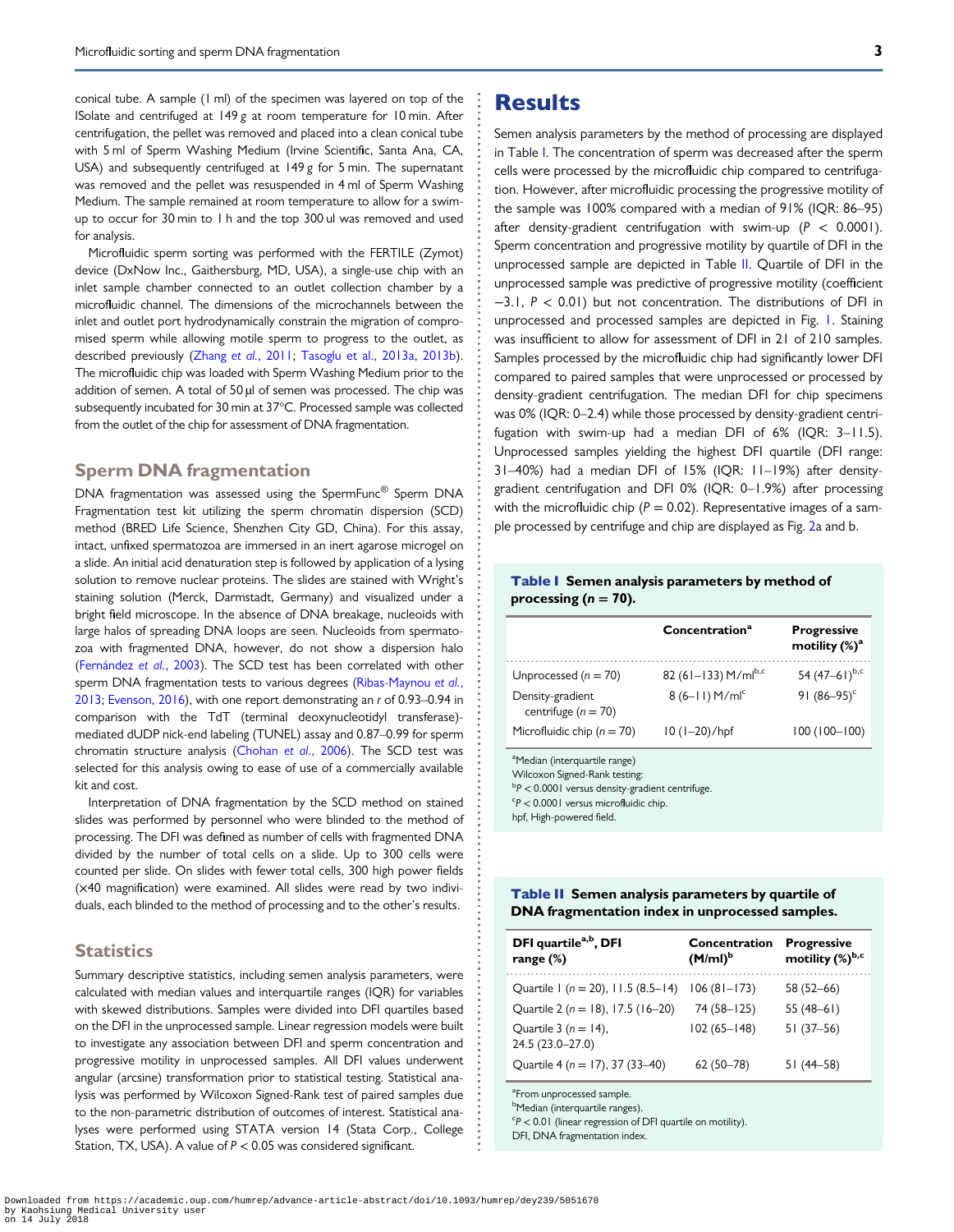conical tube. A sample (1 ml) of the specimen was layered on top of the ISolate and centrifuged at 149 *g* at room temperature for 10 min. After centrifugation, the pellet was removed and placed into a clean conical tube with 5 ml of Sperm Washing Medium (Irvine Scientific, Santa Ana, CA, USA) and subsequently centrifuged at 149 *g* for 5 min. The supernatant was removed and the pellet was resuspended in 4 ml of Sperm Washing Medium. The sample remained at room temperature to allow for a swim-up to occur for 30 min to 1 h and the top 300 ul was removed and used for analysis.

Microfluidic sperm sorting was performed with the FERTILE (Zymot) device (DxNow Inc., Gaithersburg, MD, USA), a single-use chip with an inlet sample chamber connected to an outlet collection chamber by a microfluidic channel. The dimensions of the microchannels between the inlet and outlet port hydrodynamically constrain the migration of compromised sperm while allowing motile sperm to progress to the outlet, as described previously (Zhang *et al.*, 2011; Tasoglu et al., 2013a, 2013b). The microfluidic chip was loaded with Sperm Washing Medium prior to the addition of semen. A total of 50 µl of semen was processed. The chip was subsequently incubated for 30 min at 37°C. Processed sample was collected from the outlet of the chip for assessment of DNA fragmentation.

## Sperm DNA fragmentation

DNA fragmentation was assessed using the SpermFunc® Sperm DNA Fragmentation test kit utilizing the sperm chromatin dispersion (SCD) method (BRED Life Science, Shenzhen City GD, China). For this assay, intact, unfixed spermatozoa are immersed in an inert agarose microgel on a slide. An initial acid denaturation step is followed by application of a lysing solution to remove nuclear proteins. The slides are stained with Wright's staining solution (Merck, Darmstadt, Germany) and visualized under a bright field microscope. In the absence of DNA breakage, nucleoids with large halos of spreading DNA loops are seen. Nucleoids from spermatozoa with fragmented DNA, however, do not show a dispersion halo (Fernández *et al.*, 2003). The SCD test has been correlated with other sperm DNA fragmentation tests to various degrees (Ribas-Maynou *et al.*, 2013; Evenson, 2016), with one report demonstrating an *r* of 0.93–0.94 in comparison with the TdT (terminal deoxynucleotidyl transferase)-mediated dUDP nick-end labeling (TUNEL) assay and 0.87–0.99 for sperm chromatin structure analysis (Chohan *et al.*, 2006). The SCD test was selected for this analysis owing to ease of use of a commercially available kit and cost.

Interpretation of DNA fragmentation by the SCD method on stained slides was performed by personnel who were blinded to the method of processing. The DFI was defined as number of cells with fragmented DNA divided by the number of total cells on a slide. Up to 300 cells were counted per slide. On slides with fewer total cells, 300 high power fields (×40 magnification) were examined. All slides were read by two individuals, each blinded to the method of processing and to the other's results.

## Statistics

Summary descriptive statistics, including semen analysis parameters, were calculated with median values and interquartile ranges (IQR) for variables with skewed distributions. Samples were divided into DFI quartiles based on the DFI in the unprocessed sample. Linear regression models were built to investigate any association between DFI and sperm concentration and progressive motility in unprocessed samples. All DFI values underwent angular (arcsine) transformation prior to statistical testing. Statistical analysis was performed by Wilcoxon Signed-Rank test of paired samples due to the non-parametric distribution of outcomes of interest. Statistical analyses were performed using STATA version 14 (Stata Corp., College Station, TX, USA). A value of $P < 0.05$ was considered significant.

# Results

Semen analysis parameters by the method of processing are displayed in Table I. The concentration of sperm was decreased after the sperm cells were processed by the microfluidic chip compared to centrifugation. However, after microfluidic processing the progressive motility of the sample was 100% compared with a median of 91% (IQR: 86–95) after density-gradient centrifugation with swim-up ($P < 0.0001$). Sperm concentration and progressive motility by quartile of DFI in the unprocessed sample are depicted in Table II. Quartile of DFI in the unprocessed sample was predictive of progressive motility (coefficient −3.1, $P < 0.01$) but not concentration. The distributions of DFI in unprocessed and processed samples are depicted in Fig. 1. Staining was insufficient to allow for assessment of DFI in 21 of 210 samples. Samples processed by the microfluidic chip had significantly lower DFI compared to paired samples that were unprocessed or processed by density-gradient centrifugation. The median DFI for chip specimens was 0% (IQR: 0–2.4) while those processed by density-gradient centrifugation with swim-up had a median DFI of 6% (IQR: 3–11.5). Unprocessed samples yielding the highest DFI quartile (DFI range: 31–40%) had a median DFI of 15% (IQR: 11–19%) after density-gradient centrifugation and DFI 0% (IQR: 0–1.9%) after processing with the microfluidic chip ($P = 0.02$). Representative images of a sample processed by centrifuge and chip are displayed as Fig. 2a and b.

**Table I Semen analysis parameters by method of processing ($n = 70$).**

| | Concentration[a] | Progressive motility (%)[a] |
|---|---|---|
| Unprocessed ($n = 70$) | 82 (61–133) M/ml[b,c] | 54 (47–61)[b,c] |
| Density-gradient centrifuge ($n = 70$) | 8 (6–11) M/ml[c] | 91 (86–95)[c] |
| Microfluidic chip ($n = 70$) | 10 (1–20)/hpf | 100 (100–100) |

[a]Median (interquartile range)
Wilcoxon Signed-Rank testing:
[b]$P < 0.0001$ versus density-gradient centrifuge.
[c]$P < 0.0001$ versus microfluidic chip.
hpf, High-powered field.

**Table II Semen analysis parameters by quartile of DNA fragmentation index in unprocessed samples.**

| DFI quartile[a,b], DFI range (%) | Concentration (M/ml)[b] | Progressive motility (%)[b,c] |
|---|---|---|
| Quartile 1 ($n = 20$), 11.5 (8.5–14) | 106 (81–173) | 58 (52–66) |
| Quartile 2 ($n = 18$), 17.5 (16–20) | 74 (58–125) | 55 (48–61) |
| Quartile 3 ($n = 14$), 24.5 (23.0–27.0) | 102 (65–148) | 51 (37–56) |
| Quartile 4 ($n = 17$), 37 (33–40) | 62 (50–78) | 51 (44–58) |

[a]From unprocessed sample.
[b]Median (interquartile ranges).
[c]$P < 0.01$ (linear regression of DFI quartile on motility).
DFI, DNA fragmentation index.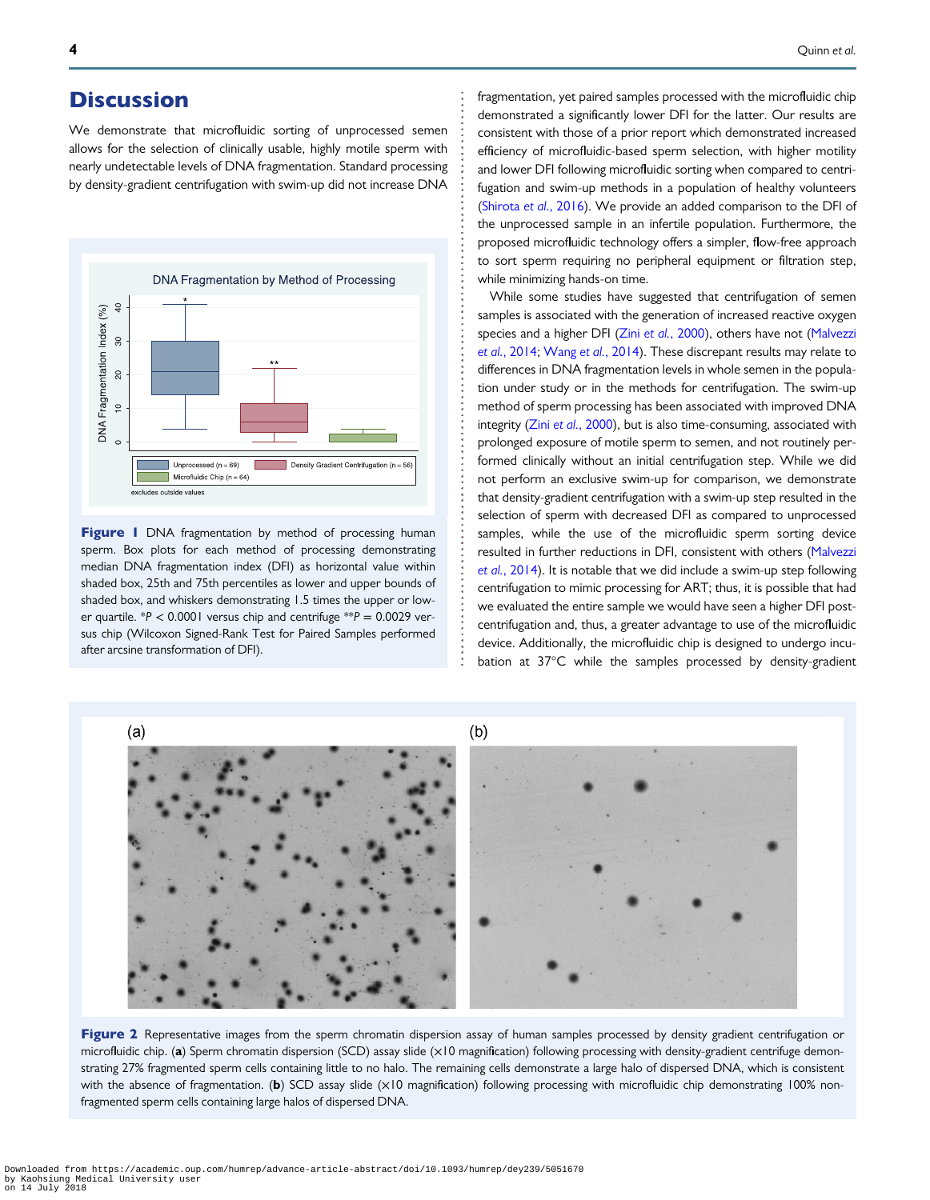## Discussion

We demonstrate that microfluidic sorting of unprocessed semen allows for the selection of clinically usable, highly motile sperm with nearly undetectable levels of DNA fragmentation. Standard processing by density-gradient centrifugation with swim-up did not increase DNA fragmentation, yet paired samples processed with the microfluidic chip demonstrated a significantly lower DFI for the latter. Our results are consistent with those of a prior report which demonstrated increased efficiency of microfluidic-based sperm selection, with higher motility and lower DFI following microfluidic sorting when compared to centrifugation and swim-up methods in a population of healthy volunteers (Shirota *et al.*, 2016). We provide an added comparison to the DFI of the unprocessed sample in an infertile population. Furthermore, the proposed microfluidic technology offers a simpler, flow-free approach to sort sperm requiring no peripheral equipment or filtration step, while minimizing hands-on time.

While some studies have suggested that centrifugation of semen samples is associated with the generation of increased reactive oxygen species and a higher DFI (Zini *et al.*, 2000), others have not (Malvezzi *et al.*, 2014; Wang *et al.*, 2014). These discrepant results may relate to differences in DNA fragmentation levels in whole semen in the population under study or in the methods for centrifugation. The swim-up method of sperm processing has been associated with improved DNA integrity (Zini *et al.*, 2000), but is also time-consuming, associated with prolonged exposure of motile sperm to semen, and not routinely performed clinically without an initial centrifugation step. While we did not perform an exclusive swim-up for comparison, we demonstrate that density-gradient centrifugation with a swim-up step resulted in the selection of sperm with decreased DFI as compared to unprocessed samples, while the use of the microfluidic sperm sorting device resulted in further reductions in DFI, consistent with others (Malvezzi *et al.*, 2014). It is notable that we did include a swim-up step following centrifugation to mimic processing for ART; thus, it is possible that had we evaluated the entire sample we would have seen a higher DFI post-centrifugation and, thus, a greater advantage to use of the microfluidic device. Additionally, the microfluidic chip is designed to undergo incubation at 37°C while the samples processed by density-gradient

**Figure 1** DNA fragmentation by method of processing human sperm. Box plots for each method of processing demonstrating median DNA fragmentation index (DFI) as horizontal value within shaded box, 25th and 75th percentiles as lower and upper bounds of shaded box, and whiskers demonstrating 1.5 times the upper or lower quartile. *$P < 0.0001$ versus chip and centrifuge **$P = 0.0029$ versus chip (Wilcoxon Signed-Rank Test for Paired Samples performed after arcsine transformation of DFI).

**Figure 2** Representative images from the sperm chromatin dispersion assay of human samples processed by density gradient centrifugation or microfluidic chip. (**a**) Sperm chromatin dispersion (SCD) assay slide (×10 magnification) following processing with density-gradient centrifuge demonstrating 27% fragmented sperm cells containing little to no halo. The remaining cells demonstrate a large halo of dispersed DNA, which is consistent with the absence of fragmentation. (**b**) SCD assay slide (×10 magnification) following processing with microfluidic chip demonstrating 100% non-fragmented sperm cells containing large halos of dispersed DNA.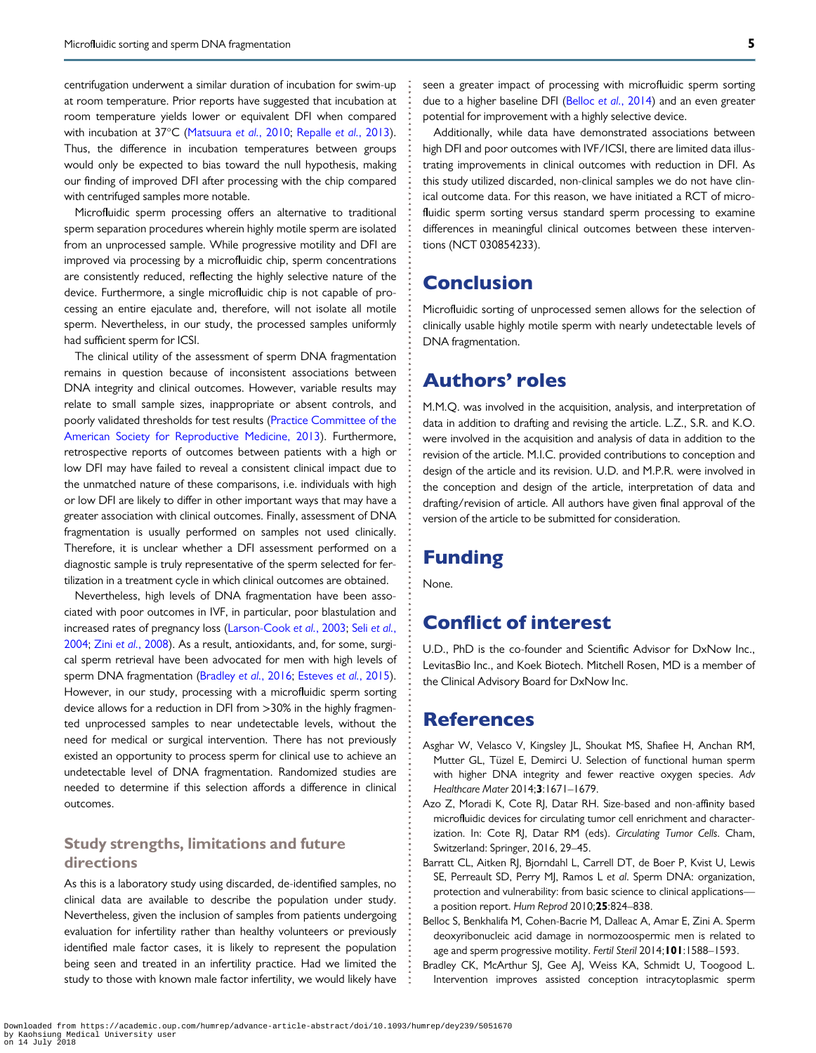centrifugation underwent a similar duration of incubation for swim-up at room temperature. Prior reports have suggested that incubation at room temperature yields lower or equivalent DFI when compared with incubation at 37°C (Matsuura et al., 2010; Repalle et al., 2013). Thus, the difference in incubation temperatures between groups would only be expected to bias toward the null hypothesis, making our finding of improved DFI after processing with the chip compared with centrifuged samples more notable.

Microfluidic sperm processing offers an alternative to traditional sperm separation procedures wherein highly motile sperm are isolated from an unprocessed sample. While progressive motility and DFI are improved via processing by a microfluidic chip, sperm concentrations are consistently reduced, reflecting the highly selective nature of the device. Furthermore, a single microfluidic chip is not capable of processing an entire ejaculate and, therefore, will not isolate all motile sperm. Nevertheless, in our study, the processed samples uniformly had sufficient sperm for ICSI.

The clinical utility of the assessment of sperm DNA fragmentation remains in question because of inconsistent associations between DNA integrity and clinical outcomes. However, variable results may relate to small sample sizes, inappropriate or absent controls, and poorly validated thresholds for test results (Practice Committee of the American Society for Reproductive Medicine, 2013). Furthermore, retrospective reports of outcomes between patients with a high or low DFI may have failed to reveal a consistent clinical impact due to the unmatched nature of these comparisons, i.e. individuals with high or low DFI are likely to differ in other important ways that may have a greater association with clinical outcomes. Finally, assessment of DNA fragmentation is usually performed on samples not used clinically. Therefore, it is unclear whether a DFI assessment performed on a diagnostic sample is truly representative of the sperm selected for fertilization in a treatment cycle in which clinical outcomes are obtained.

Nevertheless, high levels of DNA fragmentation have been associated with poor outcomes in IVF, in particular, poor blastulation and increased rates of pregnancy loss (Larson-Cook et al., 2003; Seli et al., 2004; Zini et al., 2008). As a result, antioxidants, and, for some, surgical sperm retrieval have been advocated for men with high levels of sperm DNA fragmentation (Bradley et al., 2016; Esteves et al., 2015). However, in our study, processing with a microfluidic sperm sorting device allows for a reduction in DFI from >30% in the highly fragmented unprocessed samples to near undetectable levels, without the need for medical or surgical intervention. There has not previously existed an opportunity to process sperm for clinical use to achieve an undetectable level of DNA fragmentation. Randomized studies are needed to determine if this selection affords a difference in clinical outcomes.

### Study strengths, limitations and future directions

As this is a laboratory study using discarded, de-identified samples, no clinical data are available to describe the population under study. Nevertheless, given the inclusion of samples from patients undergoing evaluation for infertility rather than healthy volunteers or previously identified male factor cases, it is likely to represent the population being seen and treated in an infertility practice. Had we limited the study to those with known male factor infertility, we would likely have seen a greater impact of processing with microfluidic sperm sorting due to a higher baseline DFI (Belloc et al., 2014) and an even greater potential for improvement with a highly selective device.

Additionally, while data have demonstrated associations between high DFI and poor outcomes with IVF/ICSI, there are limited data illustrating improvements in clinical outcomes with reduction in DFI. As this study utilized discarded, non-clinical samples we do not have clinical outcome data. For this reason, we have initiated a RCT of microfluidic sperm sorting versus standard sperm processing to examine differences in meaningful clinical outcomes between these interventions (NCT 030854233).

## Conclusion

Microfluidic sorting of unprocessed semen allows for the selection of clinically usable highly motile sperm with nearly undetectable levels of DNA fragmentation.

## Authors' roles

M.M.Q. was involved in the acquisition, analysis, and interpretation of data in addition to drafting and revising the article. L.Z., S.R. and K.O. were involved in the acquisition and analysis of data in addition to the revision of the article. M.I.C. provided contributions to conception and design of the article and its revision. U.D. and M.P.R. were involved in the conception and design of the article, interpretation of data and drafting/revision of article. All authors have given final approval of the version of the article to be submitted for consideration.

## Funding

None.

## Conflict of interest

U.D., PhD is the co-founder and Scientific Advisor for DxNow Inc., LevitasBio Inc., and Koek Biotech. Mitchell Rosen, MD is a member of the Clinical Advisory Board for DxNow Inc.

## References

Asghar W, Velasco V, Kingsley JL, Shoukat MS, Shafiee H, Anchan RM, Mutter GL, Tüzel E, Demirci U. Selection of functional human sperm with higher DNA integrity and fewer reactive oxygen species. *Adv Healthcare Mater* 2014;**3**:1671–1679.

Azo Z, Moradi K, Cote RJ, Datar RH. Size-based and non-affinity based microfluidic devices for circulating tumor cell enrichment and characterization. In: Cote RJ, Datar RM (eds). *Circulating Tumor Cells*. Cham, Switzerland: Springer, 2016, 29–45.

Barratt CL, Aitken RJ, Bjorndahl L, Carrell DT, de Boer P, Kvist U, Lewis SE, Perreault SD, Perry MJ, Ramos L et al. Sperm DNA: organization, protection and vulnerability: from basic science to clinical applications—a position report. *Hum Reprod* 2010;**25**:824–838.

Belloc S, Benkhalifa M, Cohen-Bacrie M, Dalleac A, Amar E, Zini A. Sperm deoxyribonucleic acid damage in normozoospermic men is related to age and sperm progressive motility. *Fertil Steril* 2014;**101**:1588–1593.

Bradley CK, McArthur SJ, Gee AJ, Weiss KA, Schmidt U, Toogood L. Intervention improves assisted conception intracytoplasmic sperm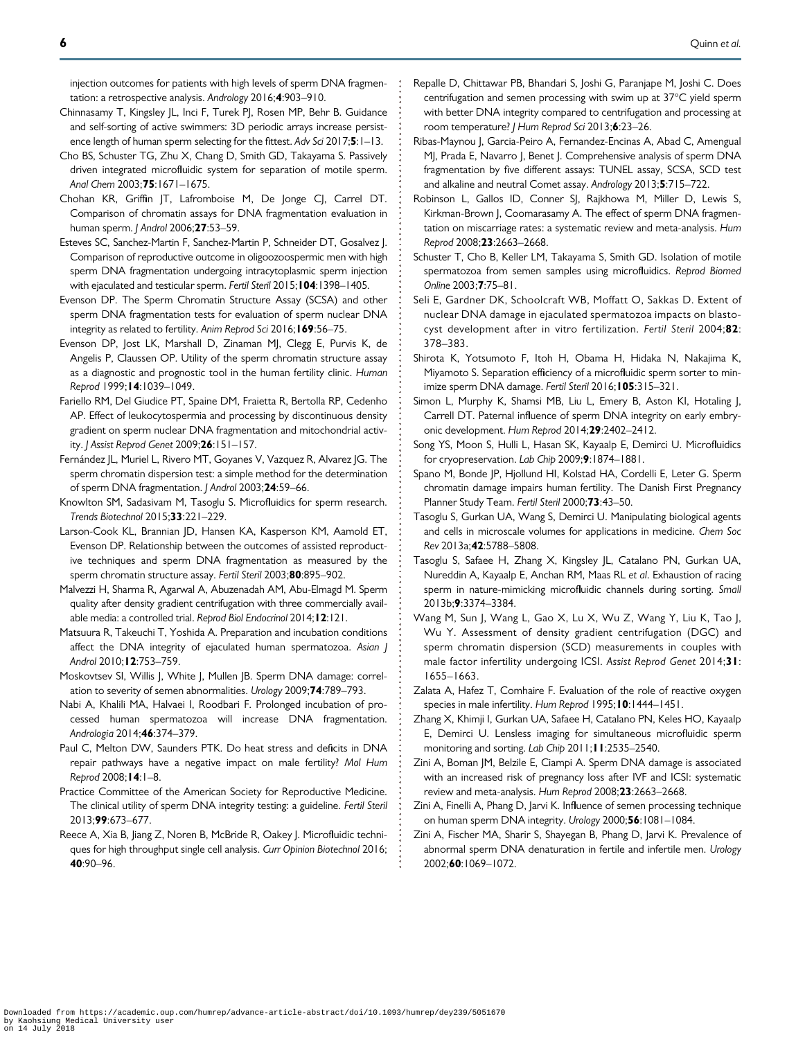injection outcomes for patients with high levels of sperm DNA fragmentation: a retrospective analysis. *Andrology* 2016;**4**:903–910.

Chinnasamy T, Kingsley JL, Inci F, Turek PJ, Rosen MP, Behr B. Guidance and self-sorting of active swimmers: 3D periodic arrays increase persistence length of human sperm selecting for the fittest. *Adv Sci* 2017;**5**:1–13.

Cho BS, Schuster TG, Zhu X, Chang D, Smith GD, Takayama S. Passively driven integrated microfluidic system for separation of motile sperm. *Anal Chem* 2003;**75**:1671–1675.

Chohan KR, Griffin JT, Lafromboise M, De Jonge CJ, Carrel DT. Comparison of chromatin assays for DNA fragmentation evaluation in human sperm. *J Androl* 2006;**27**:53–59.

Esteves SC, Sanchez-Martin F, Sanchez-Martin P, Schneider DT, Gosalvez J. Comparison of reproductive outcome in oligozoospermic men with high sperm DNA fragmentation undergoing intracytoplasmic sperm injection with ejaculated and testicular sperm. *Fertil Steril* 2015;**104**:1398–1405.

Evenson DP. The Sperm Chromatin Structure Assay (SCSA) and other sperm DNA fragmentation tests for evaluation of sperm nuclear DNA integrity as related to fertility. *Anim Reprod Sci* 2016;**169**:56–75.

Evenson DP, Jost LK, Marshall D, Zinaman MJ, Clegg E, Purvis K, de Angelis P, Claussen OP. Utility of the sperm chromatin structure assay as a diagnostic and prognostic tool in the human fertility clinic. *Human Reprod* 1999;**14**:1039–1049.

Fariello RM, Del Giudice PT, Spaine DM, Fraietta R, Bertolla RP, Cedenho AP. Effect of leukocytospermia and processing by discontinuous density gradient on sperm nuclear DNA fragmentation and mitochondrial activity. *J Assist Reprod Genet* 2009;**26**:151–157.

Fernández JL, Muriel L, Rivero MT, Goyanes V, Vazquez R, Alvarez JG. The sperm chromatin dispersion test: a simple method for the determination of sperm DNA fragmentation. *J Androl* 2003;**24**:59–66.

Knowlton SM, Sadasivam M, Tasoglu S. Microfluidics for sperm research. *Trends Biotechnol* 2015;**33**:221–229.

Larson-Cook KL, Brannian JD, Hansen KA, Kasperson KM, Aamold ET, Evenson DP. Relationship between the outcomes of assisted reproductive techniques and sperm DNA fragmentation as measured by the sperm chromatin structure assay. *Fertil Steril* 2003;**80**:895–902.

Malvezzi H, Sharma R, Agarwal A, Abuzenadah AM, Abu-Elmagd M. Sperm quality after density gradient centrifugation with three commercially available media: a controlled trial. *Reprod Biol Endocrinol* 2014;**12**:121.

Matsuura R, Takeuchi T, Yoshida A. Preparation and incubation conditions affect the DNA integrity of ejaculated human spermatozoa. *Asian J Androl* 2010;**12**:753–759.

Moskovtsev SI, Willis J, White J, Mullen JB. Sperm DNA damage: correlation to severity of semen abnormalities. *Urology* 2009;**74**:789–793.

Nabi A, Khalili MA, Halvaei I, Roodbari F. Prolonged incubation of processed human spermatozoa will increase DNA fragmentation. *Andrologia* 2014;**46**:374–379.

Paul C, Melton DW, Saunders PTK. Do heat stress and deficits in DNA repair pathways have a negative impact on male fertility? *Mol Hum Reprod* 2008;**14**:1–8.

Practice Committee of the American Society for Reproductive Medicine. The clinical utility of sperm DNA integrity testing: a guideline. *Fertil Steril* 2013;**99**:673–677.

Reece A, Xia B, Jiang Z, Noren B, McBride R, Oakey J. Microfluidic techniques for high throughput single cell analysis. *Curr Opinion Biotechnol* 2016; **40**:90–96.

Repalle D, Chittawar PB, Bhandari S, Joshi G, Paranjape M, Joshi C. Does centrifugation and semen processing with swim up at 37°C yield sperm with better DNA integrity compared to centrifugation and processing at room temperature? *J Hum Reprod Sci* 2013;**6**:23–26.

Ribas-Maynou J, Garcia-Peiro A, Fernandez-Encinas A, Abad C, Amengual MJ, Prada E, Navarro J, Benet J. Comprehensive analysis of sperm DNA fragmentation by five different assays: TUNEL assay, SCSA, SCD test and alkaline and neutral Comet assay. *Andrology* 2013;**5**:715–722.

Robinson L, Gallos ID, Conner SJ, Rajkhowa M, Miller D, Lewis S, Kirkman-Brown J, Coomarasamy A. The effect of sperm DNA fragmentation on miscarriage rates: a systematic review and meta-analysis. *Hum Reprod* 2008;**23**:2663–2668.

Schuster T, Cho B, Keller LM, Takayama S, Smith GD. Isolation of motile spermatozoa from semen samples using microfluidics. *Reprod Biomed Online* 2003;**7**:75–81.

Seli E, Gardner DK, Schoolcraft WB, Moffatt O, Sakkas D. Extent of nuclear DNA damage in ejaculated spermatozoa impacts on blastocyst development after in vitro fertilization. *Fertil Steril* 2004;**82**: 378–383.

Shirota K, Yotsumoto F, Itoh H, Obama H, Hidaka N, Nakajima K, Miyamoto S. Separation efficiency of a microfluidic sperm sorter to minimize sperm DNA damage. *Fertil Steril* 2016;**105**:315–321.

Simon L, Murphy K, Shamsi MB, Liu L, Emery B, Aston KI, Hotaling J, Carrell DT. Paternal influence of sperm DNA integrity on early embryonic development. *Hum Reprod* 2014;**29**:2402–2412.

Song YS, Moon S, Hulli L, Hasan SK, Kayaalp E, Demirci U. Microfluidics for cryopreservation. *Lab Chip* 2009;**9**:1874–1881.

Spano M, Bonde JP, Hjollund HI, Kolstad HA, Cordelli E, Leter G. Sperm chromatin damage impairs human fertility. The Danish First Pregnancy Planner Study Team. *Fertil Steril* 2000;**73**:43–50.

Tasoglu S, Gurkan UA, Wang S, Demirci U. Manipulating biological agents and cells in microscale volumes for applications in medicine. *Chem Soc Rev* 2013a;**42**:5788–5808.

Tasoglu S, Safaee H, Zhang X, Kingsley JL, Catalano PN, Gurkan UA, Nureddin A, Kayaalp E, Anchan RM, Maas RL *et al*. Exhaustion of racing sperm in nature-mimicking microfluidic channels during sorting. *Small* 2013b;**9**:3374–3384.

Wang M, Sun J, Wang L, Gao X, Lu X, Wu Z, Wang Y, Liu K, Tao J, Wu Y. Assessment of density gradient centrifugation (DGC) and sperm chromatin dispersion (SCD) measurements in couples with male factor infertility undergoing ICSI. *Assist Reprod Genet* 2014;**31**: 1655–1663.

Zalata A, Hafez T, Comhaire F. Evaluation of the role of reactive oxygen species in male infertility. *Hum Reprod* 1995;**10**:1444–1451.

Zhang X, Khimji I, Gurkan UA, Safaee H, Catalano PN, Keles HO, Kayaalp E, Demirci U. Lensless imaging for simultaneous microfluidic sperm monitoring and sorting. *Lab Chip* 2011;**11**:2535–2540.

Zini A, Boman JM, Belzile E, Ciampi A. Sperm DNA damage is associated with an increased risk of pregnancy loss after IVF and ICSI: systematic review and meta-analysis. *Hum Reprod* 2008;**23**:2663–2668.

Zini A, Finelli A, Phang D, Jarvi K. Influence of semen processing technique on human sperm DNA integrity. *Urology* 2000;**56**:1081–1084.

Zini A, Fischer MA, Sharir S, Shayegan B, Phang D, Jarvi K. Prevalence of abnormal sperm DNA denaturation in fertile and infertile men. *Urology* 2002;**60**:1069–1072.